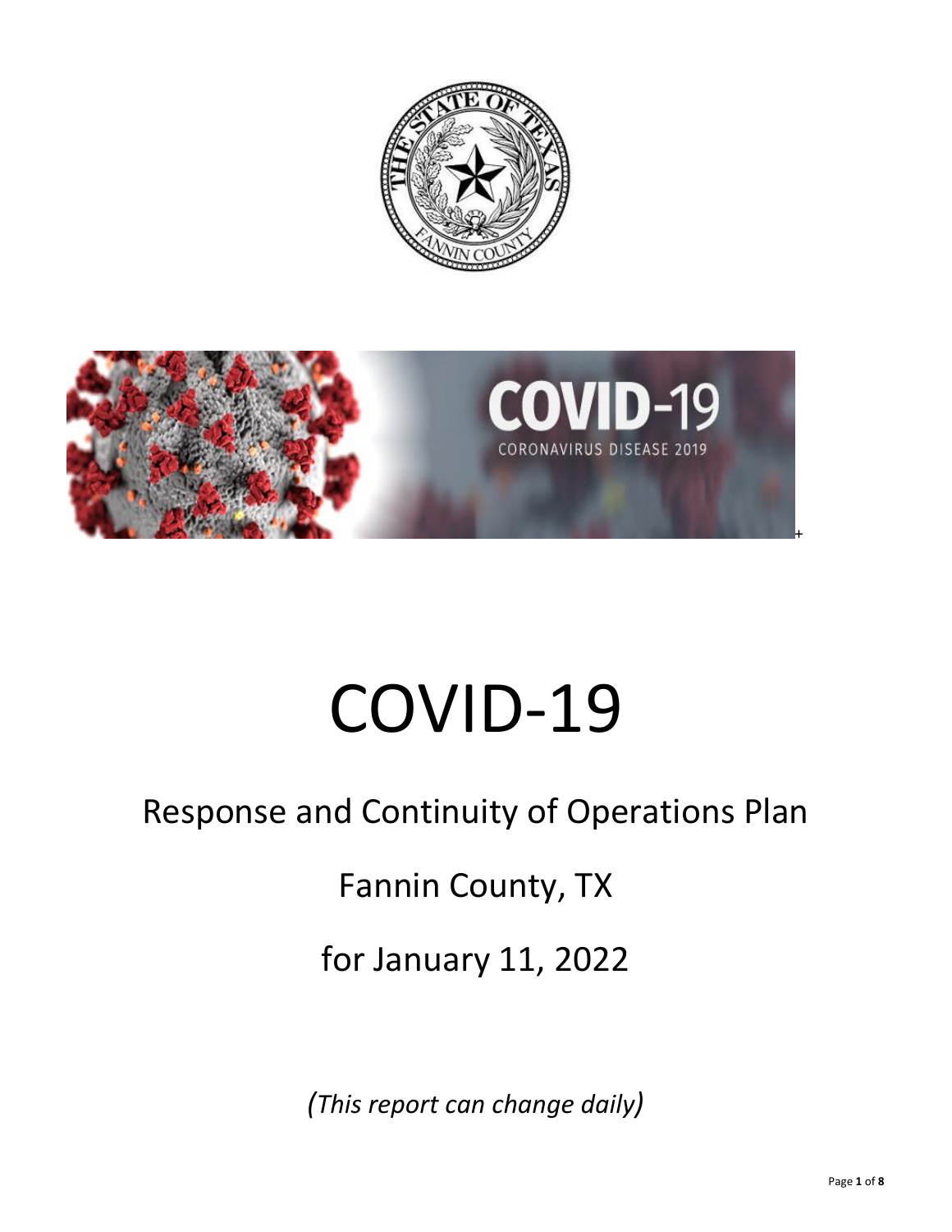# COVID-19

## Response and Continuity of Operations Plan

## Fannin County, TX

## for January 11, 2022

*(This report can change daily)*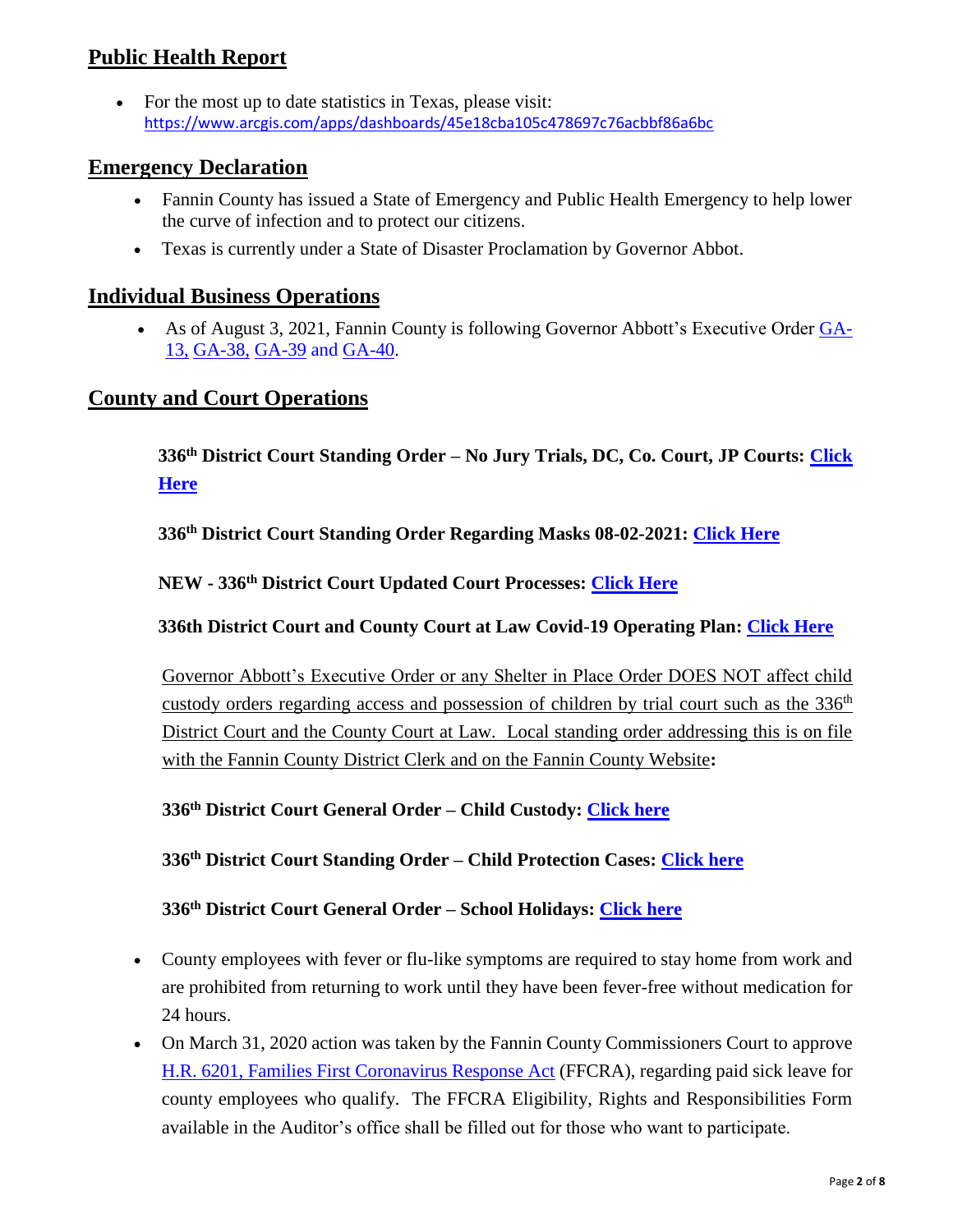## Public Health Report

- For the most up to date statistics in Texas, please visit: https://www.arcgis.com/apps/dashboards/45e18cba105c478697c76acbbf86a6bc

## Emergency Declaration

- Fannin County has issued a State of Emergency and Public Health Emergency to help lower the curve of infection and to protect our citizens.
- Texas is currently under a State of Disaster Proclamation by Governor Abbot.

## Individual Business Operations

- As of August 3, 2021, Fannin County is following Governor Abbott's Executive Order GA-13, GA-38, GA-39 and GA-40.

## County and Court Operations

**336th District Court Standing Order – No Jury Trials, DC, Co. Court, JP Courts: Click Here**

**336th District Court Standing Order Regarding Masks 08-02-2021: Click Here**

**NEW - 336th District Court Updated Court Processes: Click Here**

**336th District Court and County Court at Law Covid-19 Operating Plan: Click Here**

Governor Abbott's Executive Order or any Shelter in Place Order DOES NOT affect child custody orders regarding access and possession of children by trial court such as the 336th District Court and the County Court at Law. Local standing order addressing this is on file with the Fannin County District Clerk and on the Fannin County Website**:**

**336th District Court General Order – Child Custody: Click here**

**336th District Court Standing Order – Child Protection Cases: Click here**

**336th District Court General Order – School Holidays: Click here**

- County employees with fever or flu-like symptoms are required to stay home from work and are prohibited from returning to work until they have been fever-free without medication for 24 hours.
- On March 31, 2020 action was taken by the Fannin County Commissioners Court to approve H.R. 6201, Families First Coronavirus Response Act (FFCRA), regarding paid sick leave for county employees who qualify. The FFCRA Eligibility, Rights and Responsibilities Form available in the Auditor's office shall be filled out for those who want to participate.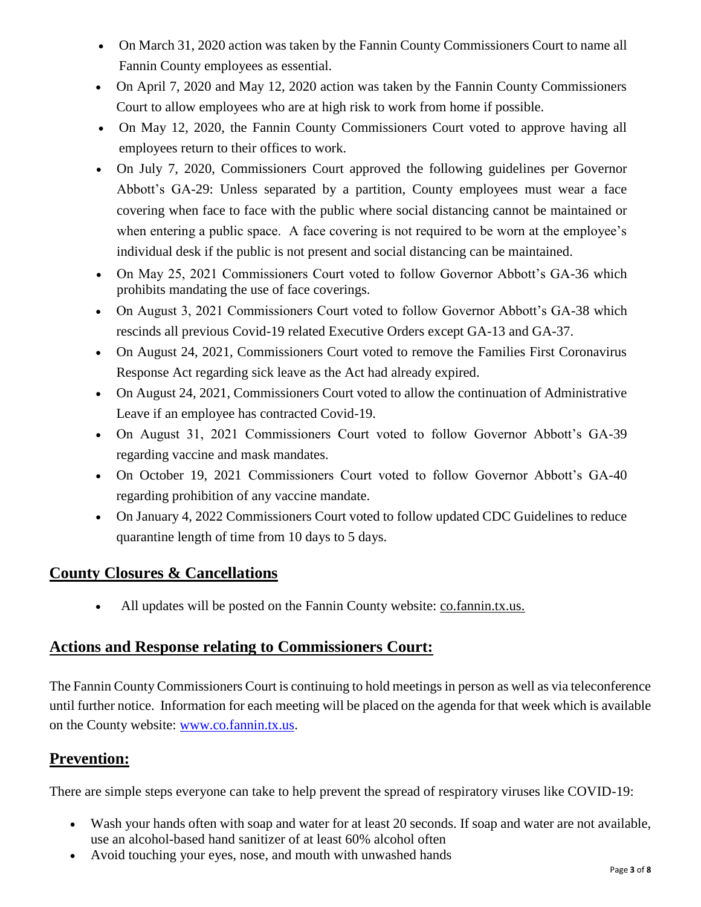- On March 31, 2020 action was taken by the Fannin County Commissioners Court to name all Fannin County employees as essential.
- On April 7, 2020 and May 12, 2020 action was taken by the Fannin County Commissioners Court to allow employees who are at high risk to work from home if possible.
- On May 12, 2020, the Fannin County Commissioners Court voted to approve having all employees return to their offices to work.
- On July 7, 2020, Commissioners Court approved the following guidelines per Governor Abbott's GA-29: Unless separated by a partition, County employees must wear a face covering when face to face with the public where social distancing cannot be maintained or when entering a public space. A face covering is not required to be worn at the employee's individual desk if the public is not present and social distancing can be maintained.
- On May 25, 2021 Commissioners Court voted to follow Governor Abbott's GA-36 which prohibits mandating the use of face coverings.
- On August 3, 2021 Commissioners Court voted to follow Governor Abbott's GA-38 which rescinds all previous Covid-19 related Executive Orders except GA-13 and GA-37.
- On August 24, 2021, Commissioners Court voted to remove the Families First Coronavirus Response Act regarding sick leave as the Act had already expired.
- On August 24, 2021, Commissioners Court voted to allow the continuation of Administrative Leave if an employee has contracted Covid-19.
- On August 31, 2021 Commissioners Court voted to follow Governor Abbott's GA-39 regarding vaccine and mask mandates.
- On October 19, 2021 Commissioners Court voted to follow Governor Abbott's GA-40 regarding prohibition of any vaccine mandate.
- On January 4, 2022 Commissioners Court voted to follow updated CDC Guidelines to reduce quarantine length of time from 10 days to 5 days.

## County Closures & Cancellations

- All updates will be posted on the Fannin County website: co.fannin.tx.us.

## Actions and Response relating to Commissioners Court:

The Fannin County Commissioners Court is continuing to hold meetings in person as well as via teleconference until further notice. Information for each meeting will be placed on the agenda for that week which is available on the County website: www.co.fannin.tx.us.

## Prevention:

There are simple steps everyone can take to help prevent the spread of respiratory viruses like COVID-19:

- Wash your hands often with soap and water for at least 20 seconds. If soap and water are not available, use an alcohol-based hand sanitizer of at least 60% alcohol often
- Avoid touching your eyes, nose, and mouth with unwashed hands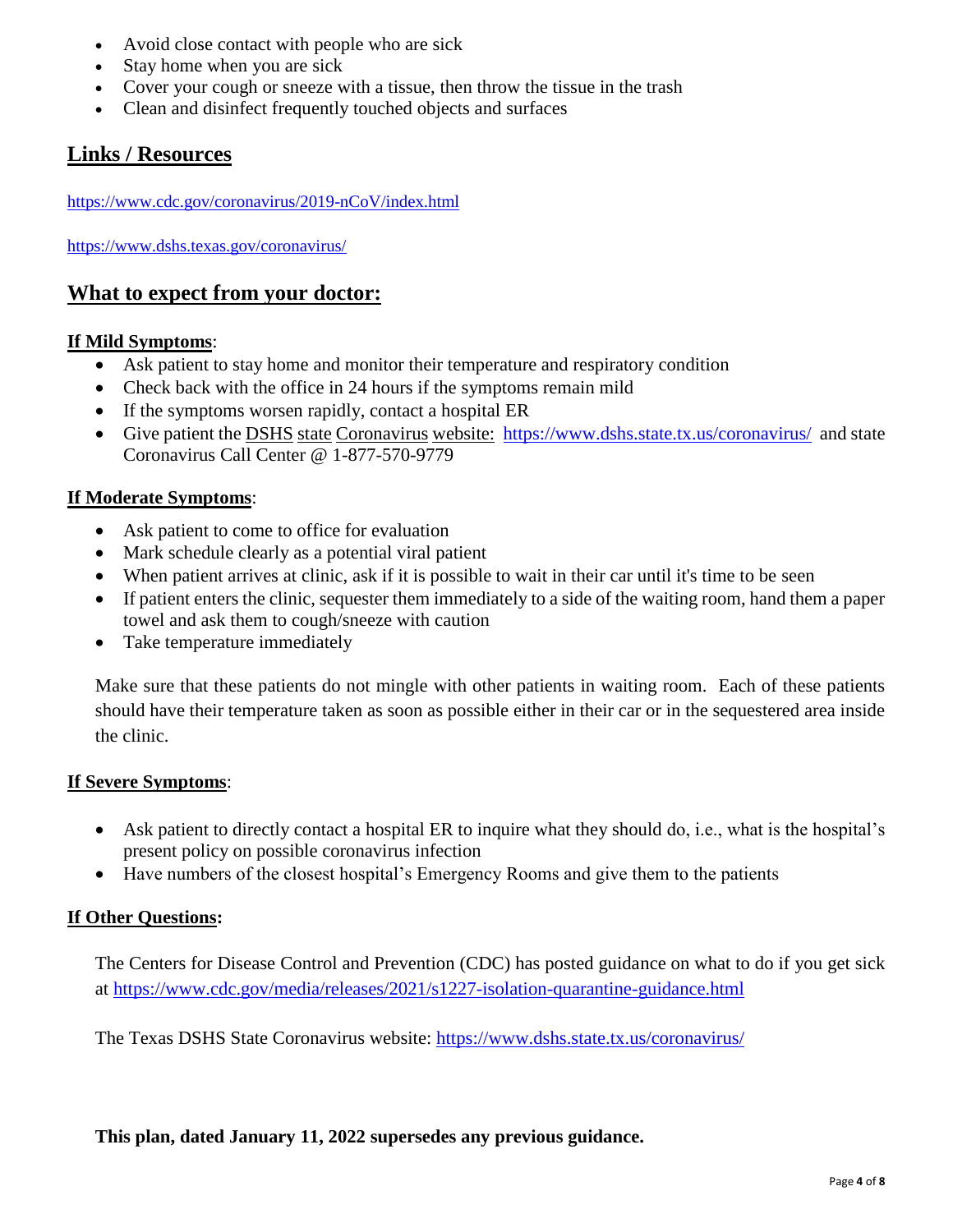- Avoid close contact with people who are sick
- Stay home when you are sick
- Cover your cough or sneeze with a tissue, then throw the tissue in the trash
- Clean and disinfect frequently touched objects and surfaces

## Links / Resources

https://www.cdc.gov/coronavirus/2019-nCoV/index.html

https://www.dshs.texas.gov/coronavirus/

## What to expect from your doctor:

**If Mild Symptoms**:

- Ask patient to stay home and monitor their temperature and respiratory condition
- Check back with the office in 24 hours if the symptoms remain mild
- If the symptoms worsen rapidly, contact a hospital ER
- Give patient the DSHS state Coronavirus website: https://www.dshs.state.tx.us/coronavirus/ and state Coronavirus Call Center @ 1-877-570-9779

**If Moderate Symptoms**:

- Ask patient to come to office for evaluation
- Mark schedule clearly as a potential viral patient
- When patient arrives at clinic, ask if it is possible to wait in their car until it's time to be seen
- If patient enters the clinic, sequester them immediately to a side of the waiting room, hand them a paper towel and ask them to cough/sneeze with caution
- Take temperature immediately

Make sure that these patients do not mingle with other patients in waiting room. Each of these patients should have their temperature taken as soon as possible either in their car or in the sequestered area inside the clinic.

**If Severe Symptoms**:

- Ask patient to directly contact a hospital ER to inquire what they should do, i.e., what is the hospital's present policy on possible coronavirus infection
- Have numbers of the closest hospital's Emergency Rooms and give them to the patients

**If Other Questions:**

The Centers for Disease Control and Prevention (CDC) has posted guidance on what to do if you get sick at https://www.cdc.gov/media/releases/2021/s1227-isolation-quarantine-guidance.html

The Texas DSHS State Coronavirus website: https://www.dshs.state.tx.us/coronavirus/

**This plan, dated January 11, 2022 supersedes any previous guidance.**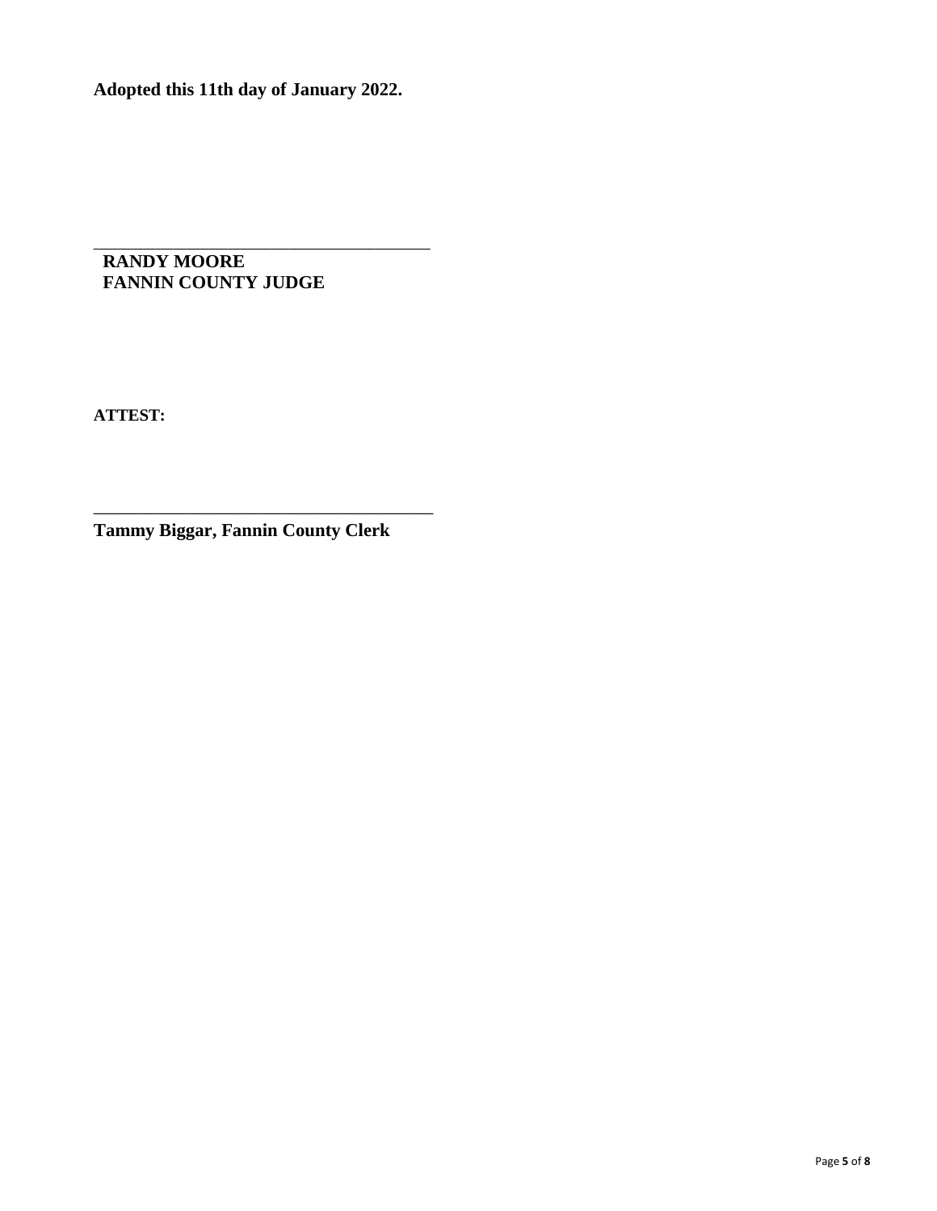**Adopted this 11th day of January 2022.**

\_\_\_\_\_\_\_\_\_\_\_\_\_\_\_\_\_\_\_\_\_\_\_\_\_\_\_\_\_\_\_\_\_\_\_\_\_\_

**RANDY MOORE**
**FANNIN COUNTY JUDGE**

**ATTEST:**

\_\_\_\_\_\_\_\_\_\_\_\_\_\_\_\_\_\_\_\_\_\_\_\_\_\_\_\_\_\_\_\_\_\_\_\_\_\_

**Tammy Biggar, Fannin County Clerk**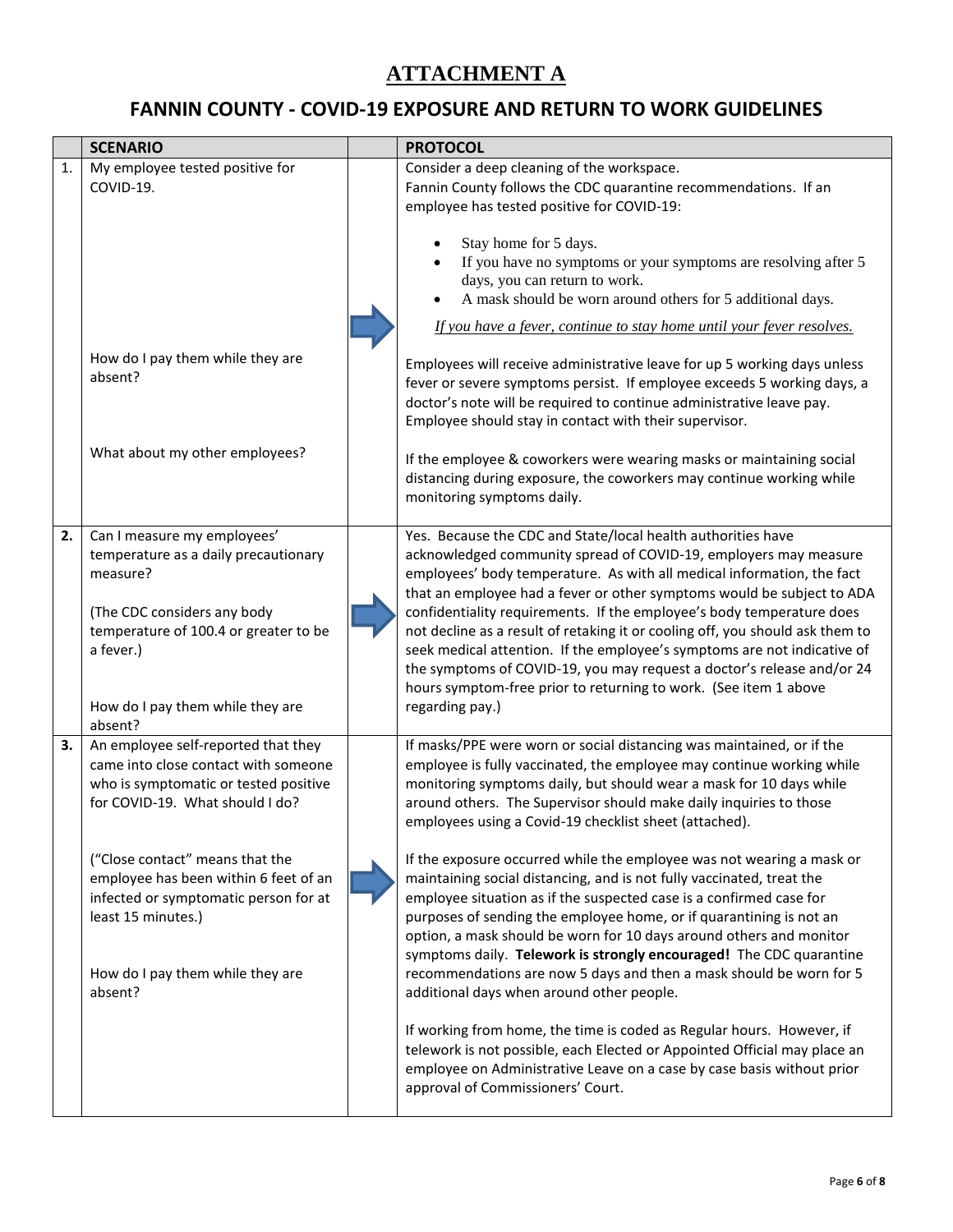# ATTACHMENT A

## FANNIN COUNTY - COVID-19 EXPOSURE AND RETURN TO WORK GUIDELINES

| | SCENARIO | | PROTOCOL |
|---|---|---|---|
| 1. | My employee tested positive for COVID-19.<br><br>How do I pay them while they are absent?<br><br>What about my other employees? | ➡ | Consider a deep cleaning of the workspace.<br>Fannin County follows the CDC quarantine recommendations. If an employee has tested positive for COVID-19:<br>• Stay home for 5 days.<br>• If you have no symptoms or your symptoms are resolving after 5 days, you can return to work.<br>• A mask should be worn around others for 5 additional days.<br>*<u>If you have a fever, continue to stay home until your fever resolves.</u>*<br><br>Employees will receive administrative leave for up 5 working days unless fever or severe symptoms persist. If employee exceeds 5 working days, a doctor's note will be required to continue administrative leave pay. Employee should stay in contact with their supervisor.<br><br>If the employee & coworkers were wearing masks or maintaining social distancing during exposure, the coworkers may continue working while monitoring symptoms daily. |
| **2.** | Can I measure my employees' temperature as a daily precautionary measure?<br><br>(The CDC considers any body temperature of 100.4 or greater to be a fever.)<br><br>How do I pay them while they are absent? | ➡ | Yes. Because the CDC and State/local health authorities have acknowledged community spread of COVID-19, employers may measure employees' body temperature. As with all medical information, the fact that an employee had a fever or other symptoms would be subject to ADA confidentiality requirements. If the employee's body temperature does not decline as a result of retaking it or cooling off, you should ask them to seek medical attention. If the employee's symptoms are not indicative of the symptoms of COVID-19, you may request a doctor's release and/or 24 hours symptom-free prior to returning to work. (See item 1 above regarding pay.) |
| **3.** | An employee self-reported that they came into close contact with someone who is symptomatic or tested positive for COVID-19. What should I do?<br><br>("Close contact" means that the employee has been within 6 feet of an infected or symptomatic person for at least 15 minutes.)<br><br>How do I pay them while they are absent? | ➡ | If masks/PPE were worn or social distancing was maintained, or if the employee is fully vaccinated, the employee may continue working while monitoring symptoms daily, but should wear a mask for 10 days while around others. The Supervisor should make daily inquiries to those employees using a Covid-19 checklist sheet (attached).<br><br>If the exposure occurred while the employee was not wearing a mask or maintaining social distancing, and is not fully vaccinated, treat the employee situation as if the suspected case is a confirmed case for purposes of sending the employee home, or if quarantining is not an option, a mask should be worn for 10 days around others and monitor symptoms daily. **Telework is strongly encouraged!** The CDC quarantine recommendations are now 5 days and then a mask should be worn for 5 additional days when around other people.<br><br>If working from home, the time is coded as Regular hours. However, if telework is not possible, each Elected or Appointed Official may place an employee on Administrative Leave on a case by case basis without prior approval of Commissioners' Court. |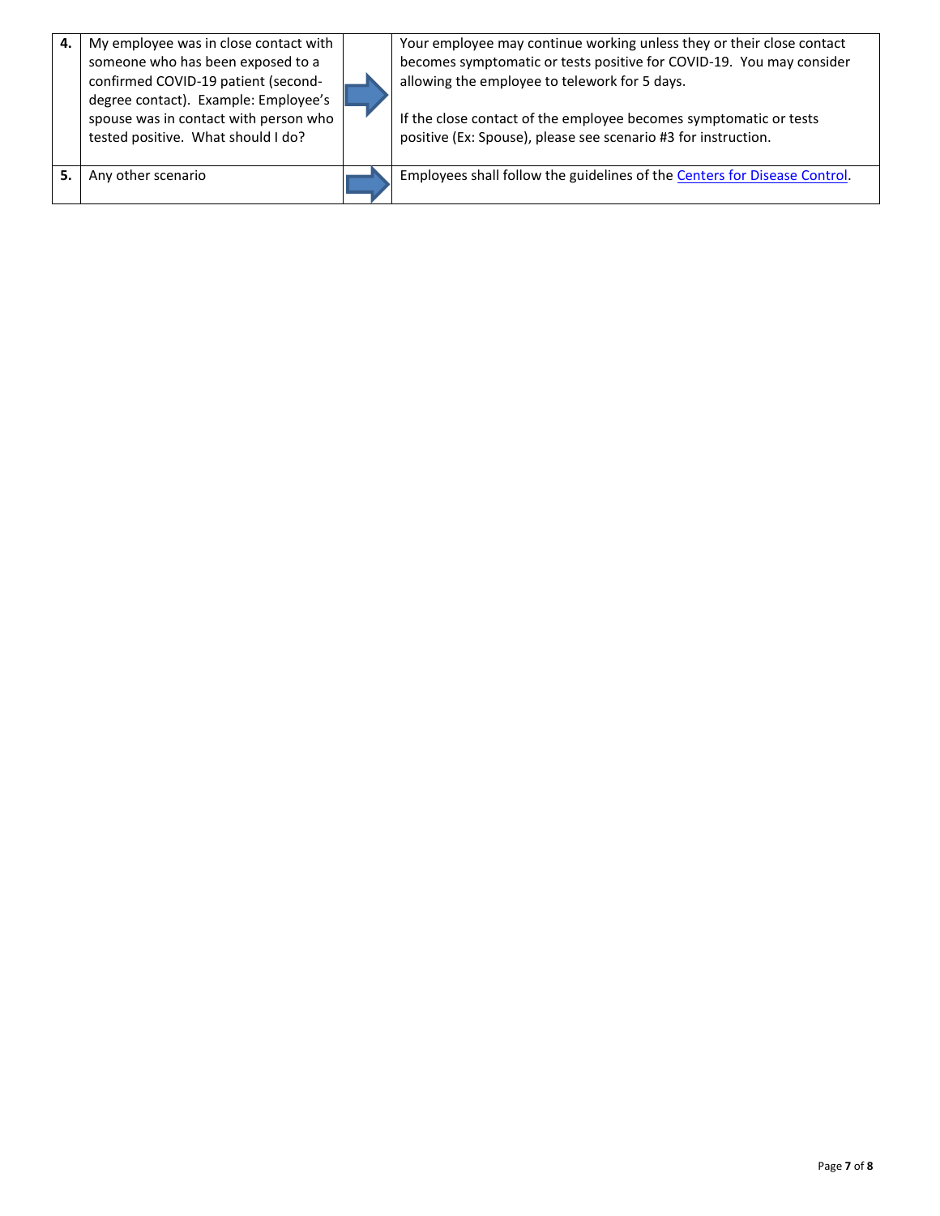| | | | |
|---|---|---|---|
| **4.** | My employee was in close contact with someone who has been exposed to a confirmed COVID-19 patient (second-degree contact). Example: Employee's spouse was in contact with person who tested positive. What should I do? | ➡ | Your employee may continue working unless they or their close contact becomes symptomatic or tests positive for COVID-19. You may consider allowing the employee to telework for 5 days.<br><br>If the close contact of the employee becomes symptomatic or tests positive (Ex: Spouse), please see scenario #3 for instruction. |
| **5.** | Any other scenario | ➡ | Employees shall follow the guidelines of the Centers for Disease Control. |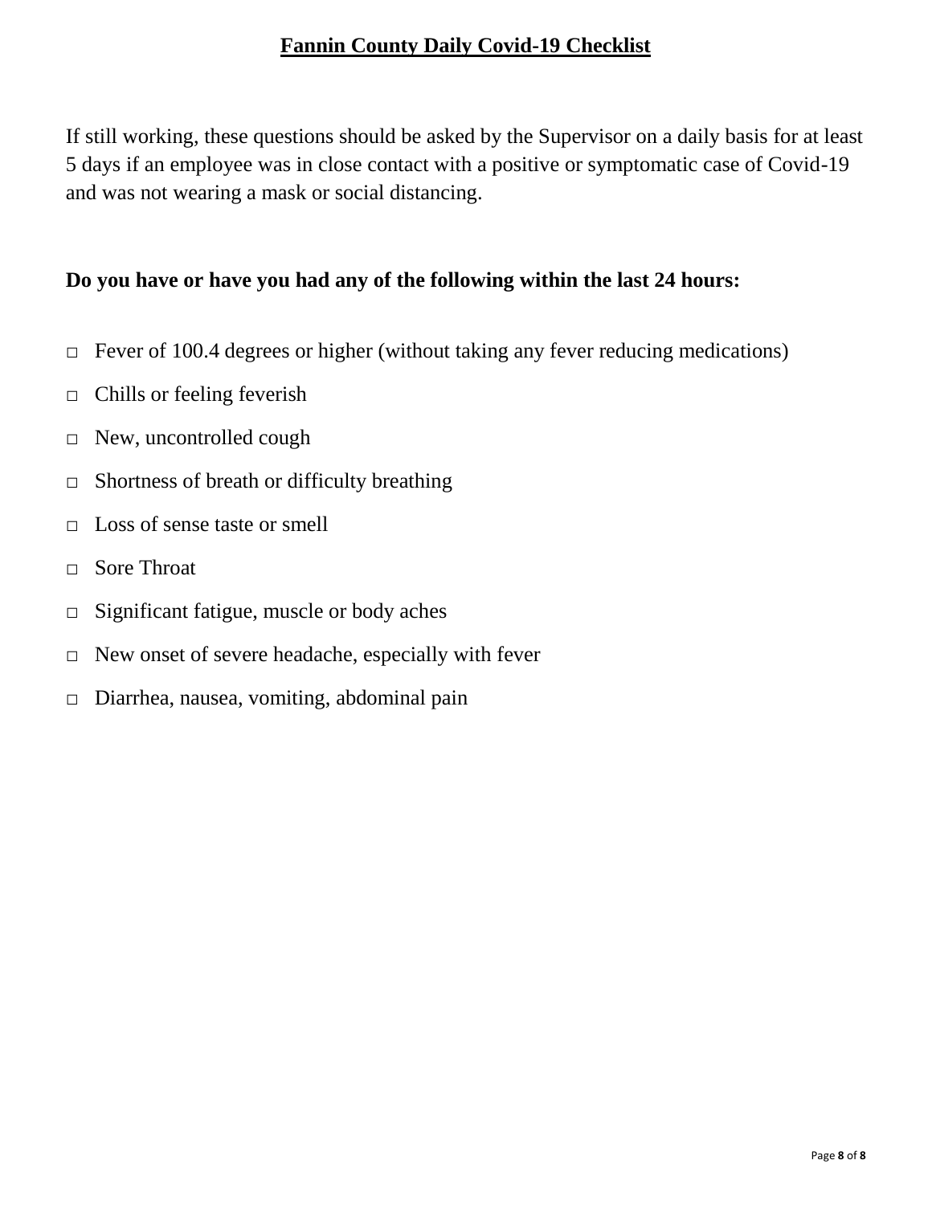# Fannin County Daily Covid-19 Checklist

If still working, these questions should be asked by the Supervisor on a daily basis for at least 5 days if an employee was in close contact with a positive or symptomatic case of Covid-19 and was not wearing a mask or social distancing.

**Do you have or have you had any of the following within the last 24 hours:**

- ☐ Fever of 100.4 degrees or higher (without taking any fever reducing medications)
- ☐ Chills or feeling feverish
- ☐ New, uncontrolled cough
- ☐ Shortness of breath or difficulty breathing
- ☐ Loss of sense taste or smell
- ☐ Sore Throat
- ☐ Significant fatigue, muscle or body aches
- ☐ New onset of severe headache, especially with fever
- ☐ Diarrhea, nausea, vomiting, abdominal pain